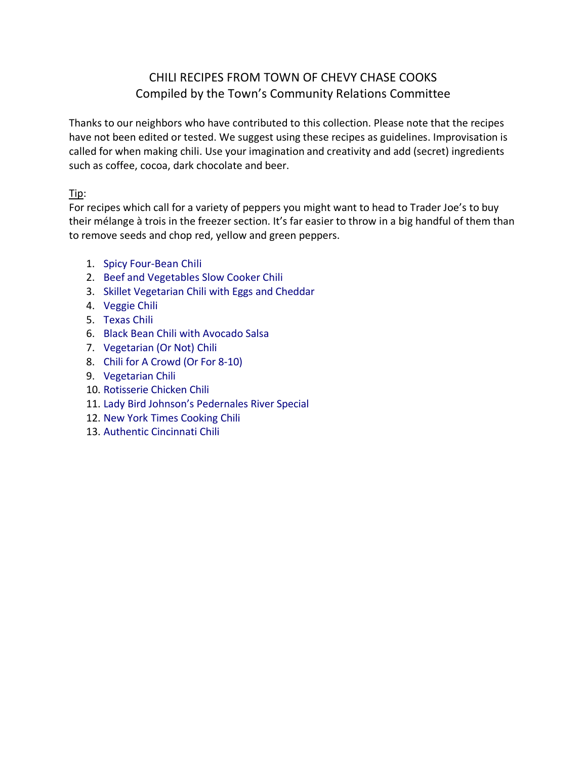# CHILI RECIPES FROM TOWN OF CHEVY CHASE COOKS
## Compiled by the Town's Community Relations Committee

Thanks to our neighbors who have contributed to this collection. Please note that the recipes have not been edited or tested. We suggest using these recipes as guidelines. Improvisation is called for when making chili. Use your imagination and creativity and add (secret) ingredients such as coffee, cocoa, dark chocolate and beer.

Tip:
For recipes which call for a variety of peppers you might want to head to Trader Joe's to buy their mélange à trois in the freezer section. It's far easier to throw in a big handful of them than to remove seeds and chop red, yellow and green peppers.

1. Spicy Four-Bean Chili
2. Beef and Vegetables Slow Cooker Chili
3. Skillet Vegetarian Chili with Eggs and Cheddar
4. Veggie Chili
5. Texas Chili
6. Black Bean Chili with Avocado Salsa
7. Vegetarian (Or Not) Chili
8. Chili for A Crowd (Or For 8-10)
9. Vegetarian Chili
10. Rotisserie Chicken Chili
11. Lady Bird Johnson's Pedernales River Special
12. New York Times Cooking Chili
13. Authentic Cincinnati Chili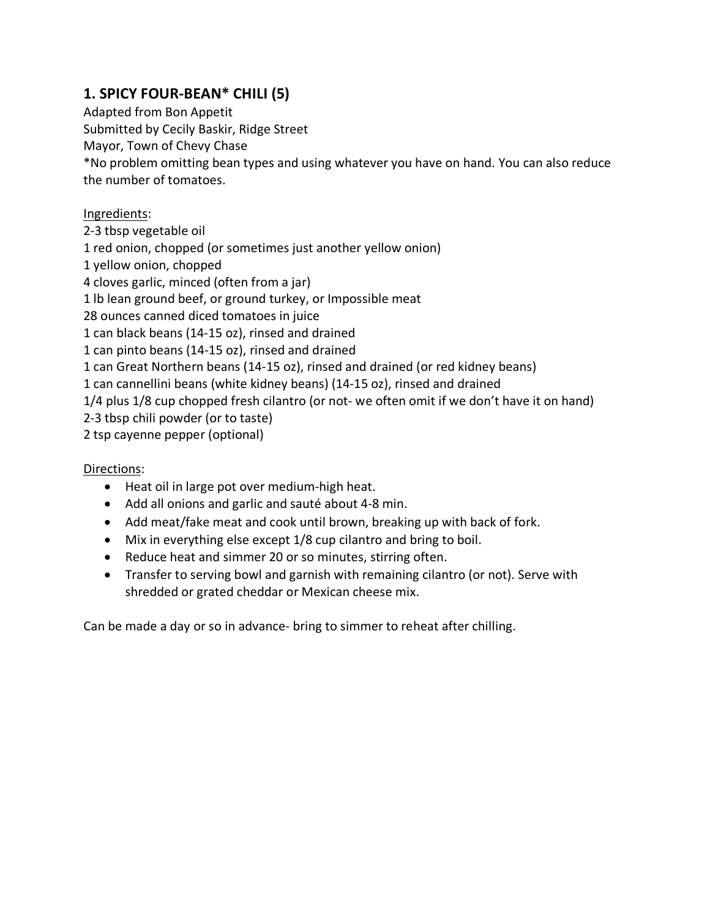## 1. SPICY FOUR-BEAN* CHILI (5)

Adapted from Bon Appetit
Submitted by Cecily Baskir, Ridge Street
Mayor, Town of Chevy Chase
*No problem omitting bean types and using whatever you have on hand. You can also reduce the number of tomatoes.

Ingredients:

2-3 tbsp vegetable oil
1 red onion, chopped (or sometimes just another yellow onion)
1 yellow onion, chopped
4 cloves garlic, minced (often from a jar)
1 lb lean ground beef, or ground turkey, or Impossible meat
28 ounces canned diced tomatoes in juice
1 can black beans (14-15 oz), rinsed and drained
1 can pinto beans (14-15 oz), rinsed and drained
1 can Great Northern beans (14-15 oz), rinsed and drained (or red kidney beans)
1 can cannellini beans (white kidney beans) (14-15 oz), rinsed and drained
1/4 plus 1/8 cup chopped fresh cilantro (or not- we often omit if we don't have it on hand)
2-3 tbsp chili powder (or to taste)
2 tsp cayenne pepper (optional)

Directions:

- Heat oil in large pot over medium-high heat.
- Add all onions and garlic and sauté about 4-8 min.
- Add meat/fake meat and cook until brown, breaking up with back of fork.
- Mix in everything else except 1/8 cup cilantro and bring to boil.
- Reduce heat and simmer 20 or so minutes, stirring often.
- Transfer to serving bowl and garnish with remaining cilantro (or not). Serve with shredded or grated cheddar or Mexican cheese mix.

Can be made a day or so in advance- bring to simmer to reheat after chilling.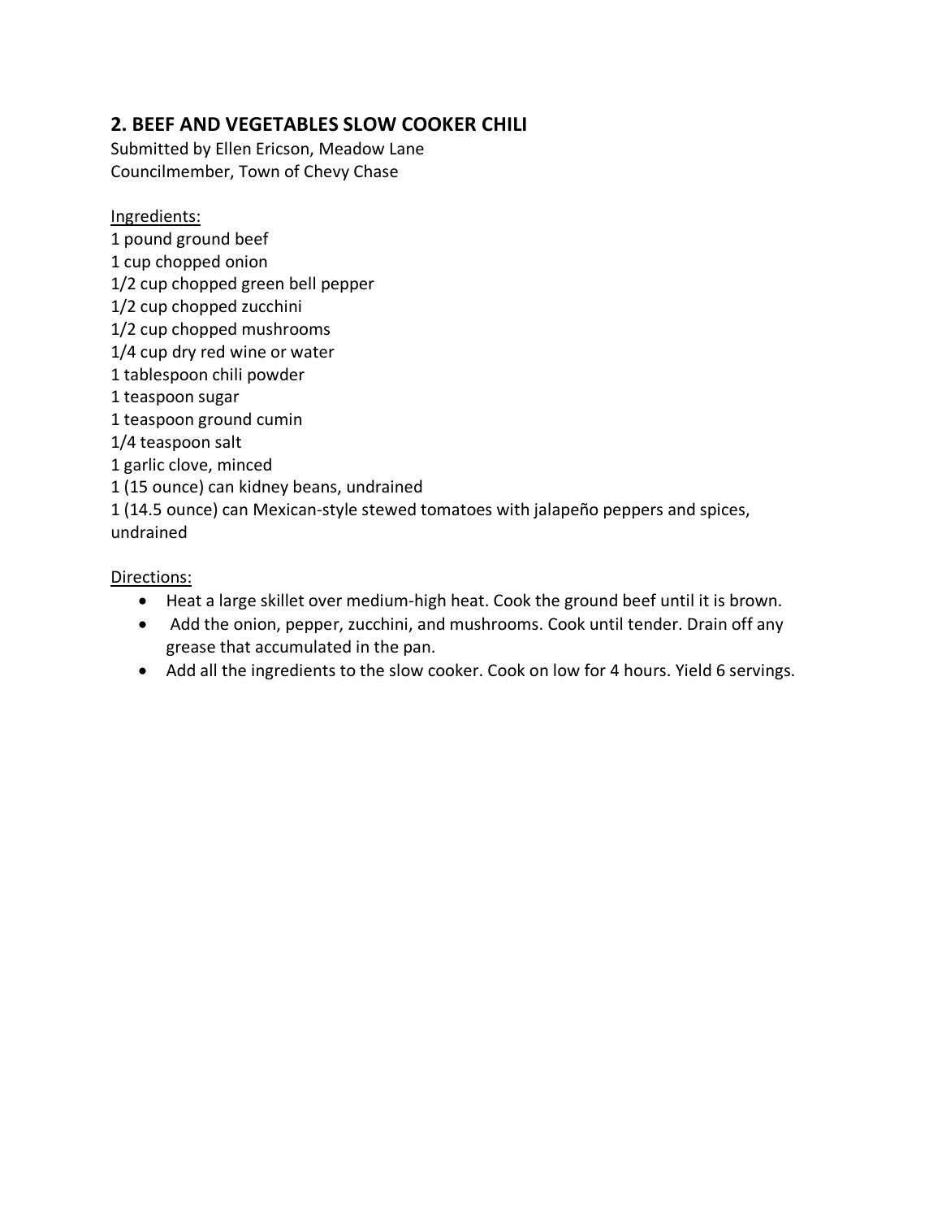## 2. BEEF AND VEGETABLES SLOW COOKER CHILI

Submitted by Ellen Ericson, Meadow Lane
Councilmember, Town of Chevy Chase

Ingredients:

1 pound ground beef
1 cup chopped onion
1/2 cup chopped green bell pepper
1/2 cup chopped zucchini
1/2 cup chopped mushrooms
1/4 cup dry red wine or water
1 tablespoon chili powder
1 teaspoon sugar
1 teaspoon ground cumin
1/4 teaspoon salt
1 garlic clove, minced
1 (15 ounce) can kidney beans, undrained
1 (14.5 ounce) can Mexican-style stewed tomatoes with jalapeño peppers and spices, undrained

Directions:

- Heat a large skillet over medium-high heat. Cook the ground beef until it is brown.
- Add the onion, pepper, zucchini, and mushrooms. Cook until tender. Drain off any grease that accumulated in the pan.
- Add all the ingredients to the slow cooker. Cook on low for 4 hours. Yield 6 servings.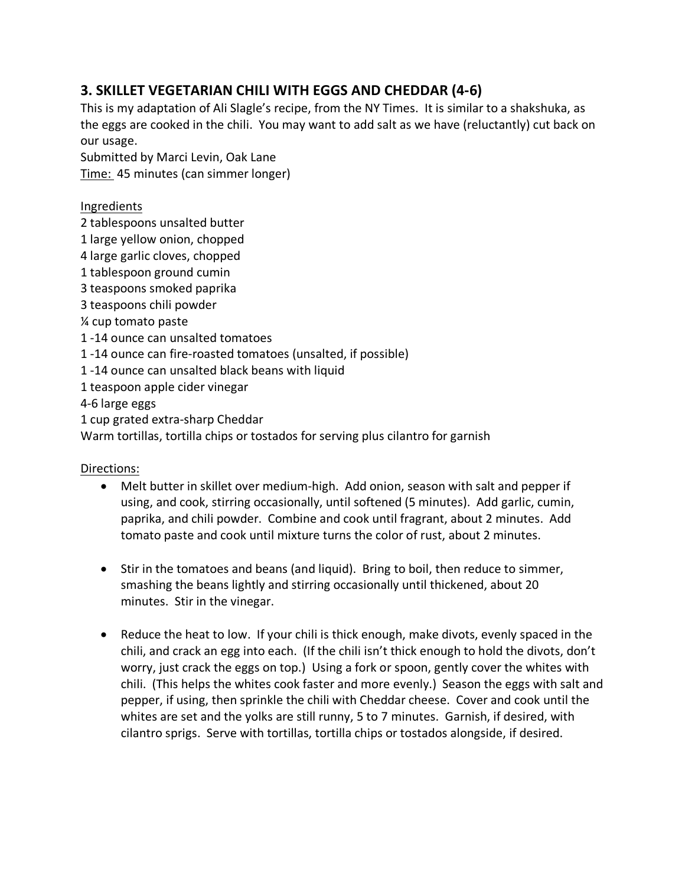## 3. SKILLET VEGETARIAN CHILI WITH EGGS AND CHEDDAR (4-6)

This is my adaptation of Ali Slagle's recipe, from the NY Times. It is similar to a shakshuka, as the eggs are cooked in the chili. You may want to add salt as we have (reluctantly) cut back on our usage.

Submitted by Marci Levin, Oak Lane

Time: 45 minutes (can simmer longer)

Ingredients

2 tablespoons unsalted butter
1 large yellow onion, chopped
4 large garlic cloves, chopped
1 tablespoon ground cumin
3 teaspoons smoked paprika
3 teaspoons chili powder
¼ cup tomato paste
1 -14 ounce can unsalted tomatoes
1 -14 ounce can fire-roasted tomatoes (unsalted, if possible)
1 -14 ounce can unsalted black beans with liquid
1 teaspoon apple cider vinegar
4-6 large eggs
1 cup grated extra-sharp Cheddar
Warm tortillas, tortilla chips or tostados for serving plus cilantro for garnish

Directions:

- Melt butter in skillet over medium-high. Add onion, season with salt and pepper if using, and cook, stirring occasionally, until softened (5 minutes). Add garlic, cumin, paprika, and chili powder. Combine and cook until fragrant, about 2 minutes. Add tomato paste and cook until mixture turns the color of rust, about 2 minutes.

- Stir in the tomatoes and beans (and liquid). Bring to boil, then reduce to simmer, smashing the beans lightly and stirring occasionally until thickened, about 20 minutes. Stir in the vinegar.

- Reduce the heat to low. If your chili is thick enough, make divots, evenly spaced in the chili, and crack an egg into each. (If the chili isn't thick enough to hold the divots, don't worry, just crack the eggs on top.) Using a fork or spoon, gently cover the whites with chili. (This helps the whites cook faster and more evenly.) Season the eggs with salt and pepper, if using, then sprinkle the chili with Cheddar cheese. Cover and cook until the whites are set and the yolks are still runny, 5 to 7 minutes. Garnish, if desired, with cilantro sprigs. Serve with tortillas, tortilla chips or tostados alongside, if desired.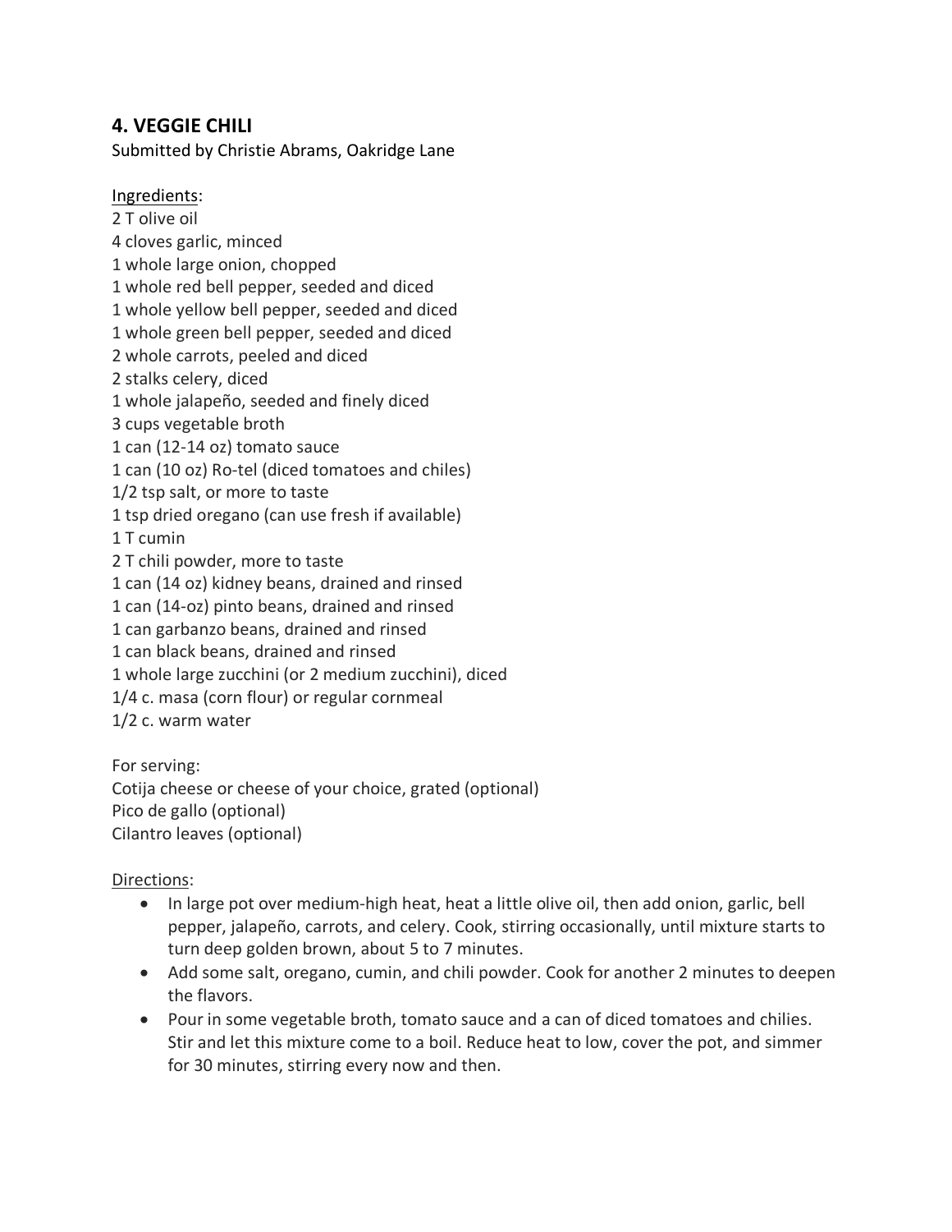## 4. VEGGIE CHILI

Submitted by Christie Abrams, Oakridge Lane

Ingredients:

2 T olive oil
4 cloves garlic, minced
1 whole large onion, chopped
1 whole red bell pepper, seeded and diced
1 whole yellow bell pepper, seeded and diced
1 whole green bell pepper, seeded and diced
2 whole carrots, peeled and diced
2 stalks celery, diced
1 whole jalapeño, seeded and finely diced
3 cups vegetable broth
1 can (12-14 oz) tomato sauce
1 can (10 oz) Ro-tel (diced tomatoes and chiles)
1/2 tsp salt, or more to taste
1 tsp dried oregano (can use fresh if available)
1 T cumin
2 T chili powder, more to taste
1 can (14 oz) kidney beans, drained and rinsed
1 can (14-oz) pinto beans, drained and rinsed
1 can garbanzo beans, drained and rinsed
1 can black beans, drained and rinsed
1 whole large zucchini (or 2 medium zucchini), diced
1/4 c. masa (corn flour) or regular cornmeal
1/2 c. warm water

For serving:
Cotija cheese or cheese of your choice, grated (optional)
Pico de gallo (optional)
Cilantro leaves (optional)

Directions:

- In large pot over medium-high heat, heat a little olive oil, then add onion, garlic, bell pepper, jalapeño, carrots, and celery. Cook, stirring occasionally, until mixture starts to turn deep golden brown, about 5 to 7 minutes.
- Add some salt, oregano, cumin, and chili powder. Cook for another 2 minutes to deepen the flavors.
- Pour in some vegetable broth, tomato sauce and a can of diced tomatoes and chilies. Stir and let this mixture come to a boil. Reduce heat to low, cover the pot, and simmer for 30 minutes, stirring every now and then.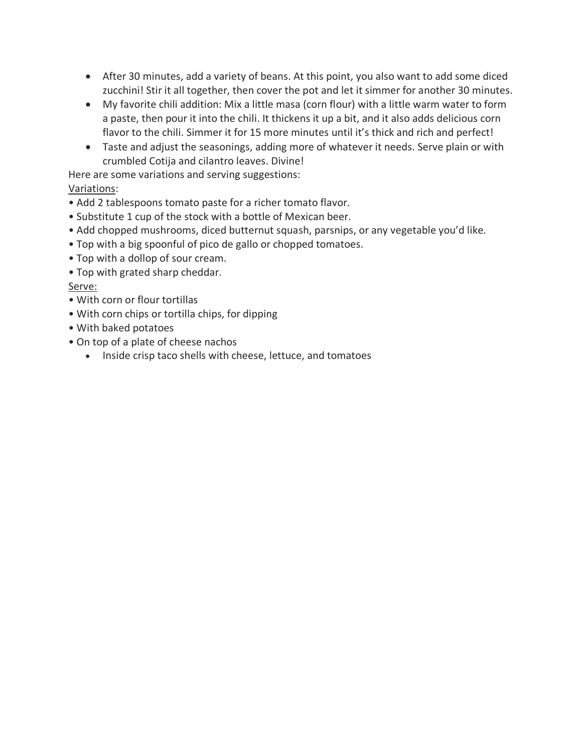- After 30 minutes, add a variety of beans. At this point, you also want to add some diced zucchini! Stir it all together, then cover the pot and let it simmer for another 30 minutes.
- My favorite chili addition: Mix a little masa (corn flour) with a little warm water to form a paste, then pour it into the chili. It thickens it up a bit, and it also adds delicious corn flavor to the chili. Simmer it for 15 more minutes until it's thick and rich and perfect!
- Taste and adjust the seasonings, adding more of whatever it needs. Serve plain or with crumbled Cotija and cilantro leaves. Divine!

Here are some variations and serving suggestions:

<u>Variations</u>:

- Add 2 tablespoons tomato paste for a richer tomato flavor.
- Substitute 1 cup of the stock with a bottle of Mexican beer.
- Add chopped mushrooms, diced butternut squash, parsnips, or any vegetable you'd like.
- Top with a big spoonful of pico de gallo or chopped tomatoes.
- Top with a dollop of sour cream.
- Top with grated sharp cheddar.

<u>Serve:</u>

- With corn or flour tortillas
- With corn chips or tortilla chips, for dipping
- With baked potatoes
- On top of a plate of cheese nachos
- Inside crisp taco shells with cheese, lettuce, and tomatoes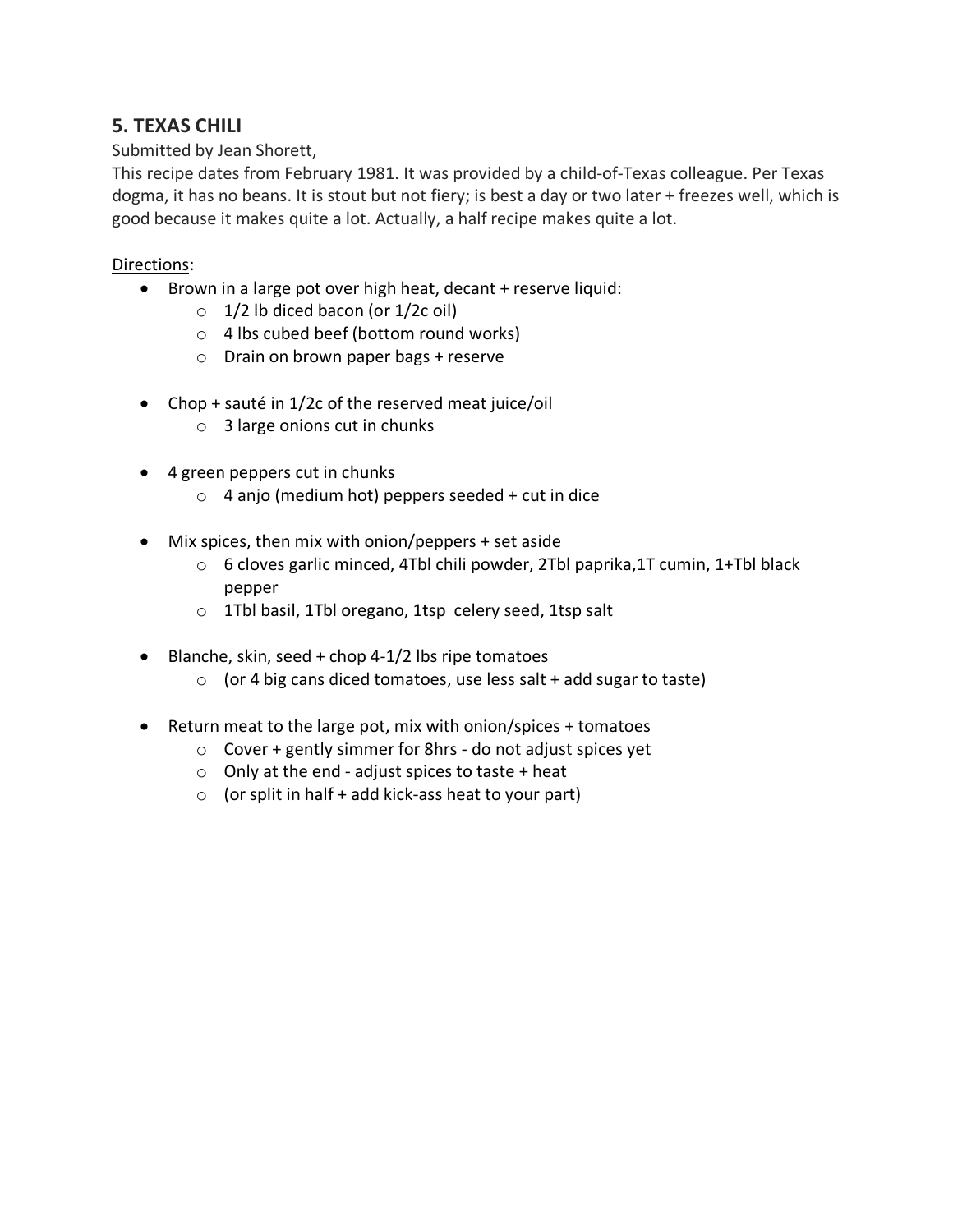## 5. TEXAS CHILI

Submitted by Jean Shorett,

This recipe dates from February 1981. It was provided by a child-of-Texas colleague. Per Texas dogma, it has no beans. It is stout but not fiery; is best a day or two later + freezes well, which is good because it makes quite a lot. Actually, a half recipe makes quite a lot.

Directions:

- Brown in a large pot over high heat, decant + reserve liquid:
  - 1/2 lb diced bacon (or 1/2c oil)
  - 4 lbs cubed beef (bottom round works)
  - Drain on brown paper bags + reserve

- Chop + sauté in 1/2c of the reserved meat juice/oil
  - 3 large onions cut in chunks

- 4 green peppers cut in chunks
  - 4 anjo (medium hot) peppers seeded + cut in dice

- Mix spices, then mix with onion/peppers + set aside
  - 6 cloves garlic minced, 4Tbl chili powder, 2Tbl paprika,1T cumin, 1+Tbl black pepper
  - 1Tbl basil, 1Tbl oregano, 1tsp celery seed, 1tsp salt

- Blanche, skin, seed + chop 4-1/2 lbs ripe tomatoes
  - (or 4 big cans diced tomatoes, use less salt + add sugar to taste)

- Return meat to the large pot, mix with onion/spices + tomatoes
  - Cover + gently simmer for 8hrs - do not adjust spices yet
  - Only at the end - adjust spices to taste + heat
  - (or split in half + add kick-ass heat to your part)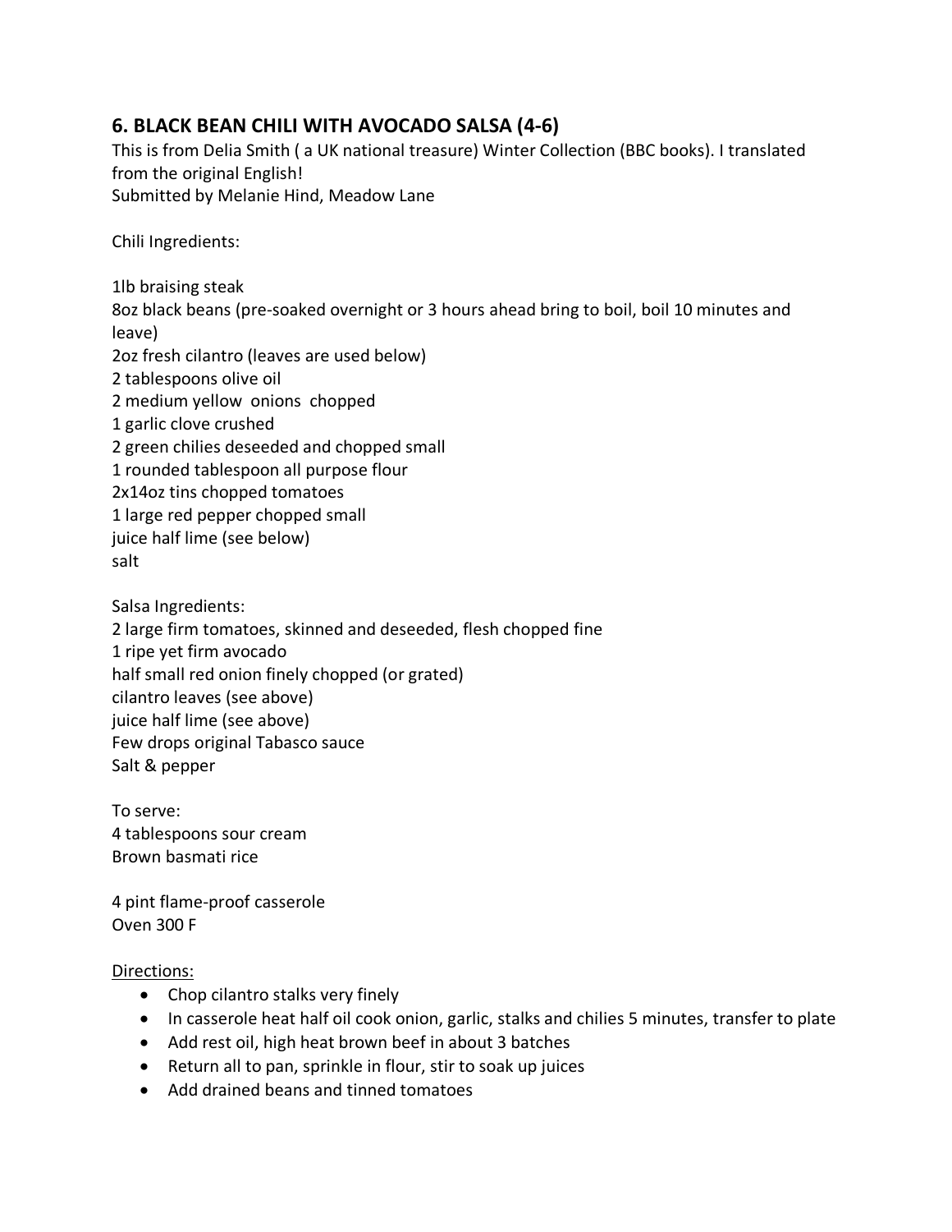## 6. BLACK BEAN CHILI WITH AVOCADO SALSA (4-6)

This is from Delia Smith ( a UK national treasure) Winter Collection (BBC books). I translated from the original English!
Submitted by Melanie Hind, Meadow Lane

Chili Ingredients:

1lb braising steak
8oz black beans (pre-soaked overnight or 3 hours ahead bring to boil, boil 10 minutes and leave)
2oz fresh cilantro (leaves are used below)
2 tablespoons olive oil
2 medium yellow onions chopped
1 garlic clove crushed
2 green chilies deseeded and chopped small
1 rounded tablespoon all purpose flour
2x14oz tins chopped tomatoes
1 large red pepper chopped small
juice half lime (see below)
salt

Salsa Ingredients:
2 large firm tomatoes, skinned and deseeded, flesh chopped fine
1 ripe yet firm avocado
half small red onion finely chopped (or grated)
cilantro leaves (see above)
juice half lime (see above)
Few drops original Tabasco sauce
Salt & pepper

To serve:
4 tablespoons sour cream
Brown basmati rice

4 pint flame-proof casserole
Oven 300 F

<u>Directions:</u>

- Chop cilantro stalks very finely
- In casserole heat half oil cook onion, garlic, stalks and chilies 5 minutes, transfer to plate
- Add rest oil, high heat brown beef in about 3 batches
- Return all to pan, sprinkle in flour, stir to soak up juices
- Add drained beans and tinned tomatoes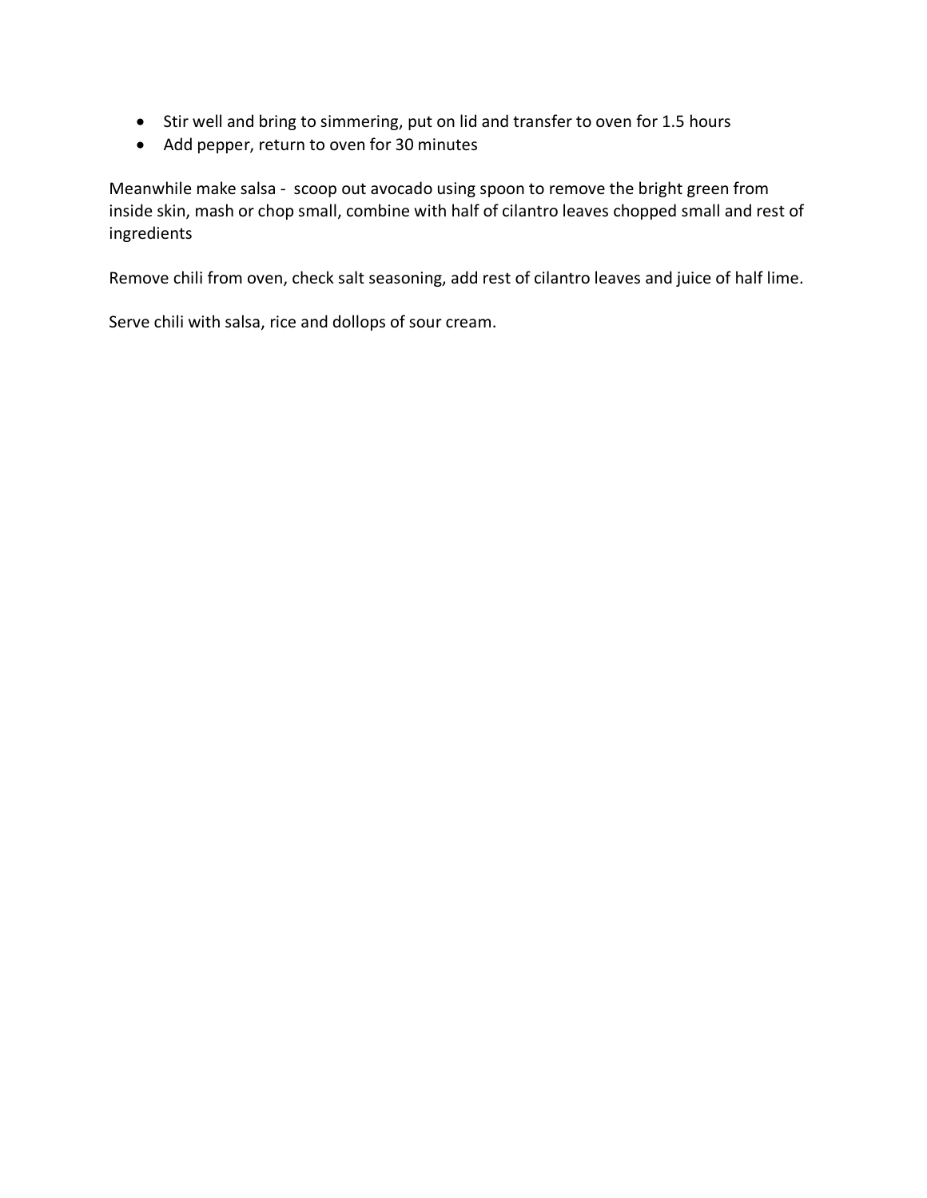- Stir well and bring to simmering, put on lid and transfer to oven for 1.5 hours
- Add pepper, return to oven for 30 minutes

Meanwhile make salsa - scoop out avocado using spoon to remove the bright green from inside skin, mash or chop small, combine with half of cilantro leaves chopped small and rest of ingredients

Remove chili from oven, check salt seasoning, add rest of cilantro leaves and juice of half lime.

Serve chili with salsa, rice and dollops of sour cream.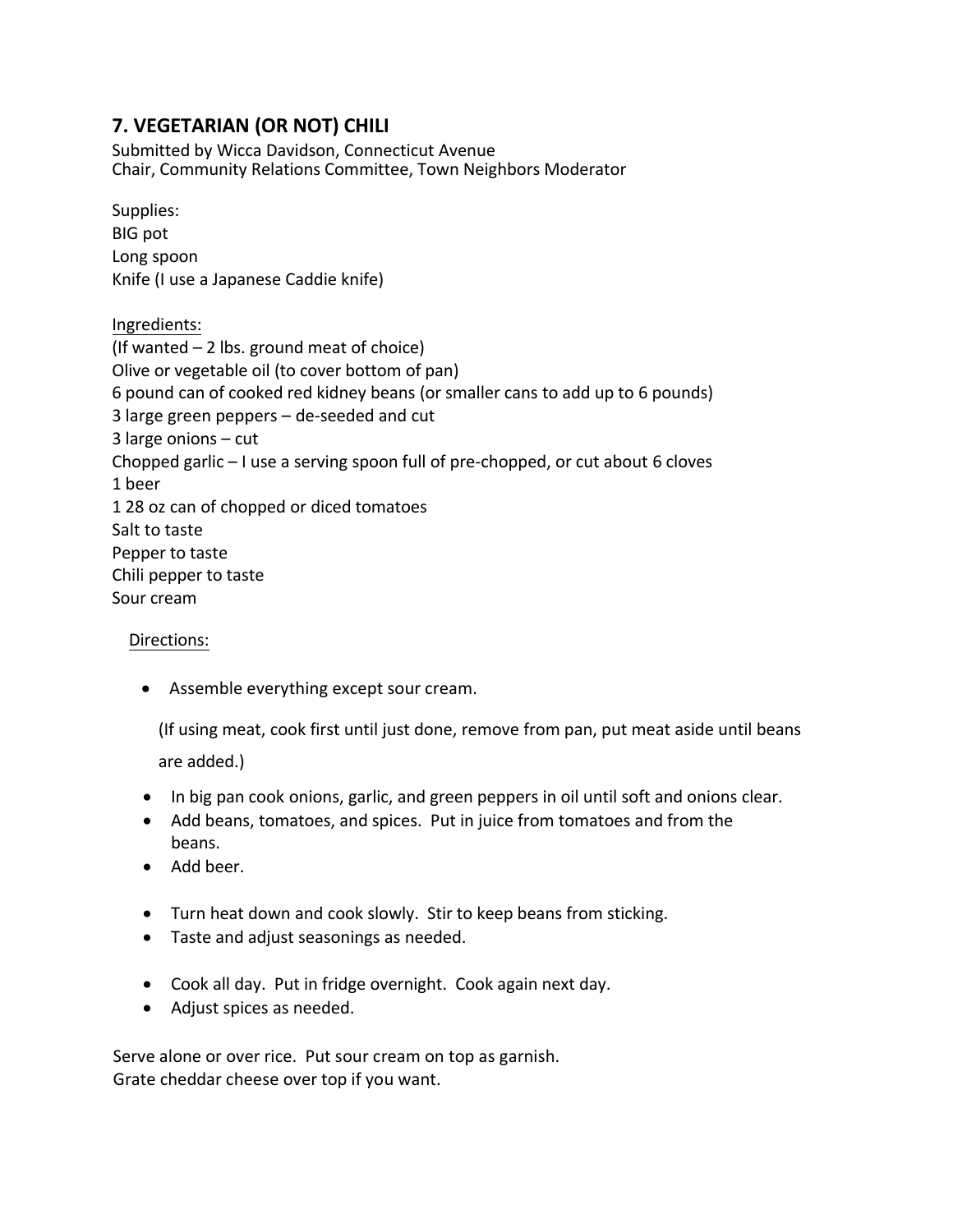## 7. VEGETARIAN (OR NOT) CHILI

Submitted by Wicca Davidson, Connecticut Avenue
Chair, Community Relations Committee, Town Neighbors Moderator

Supplies:
BIG pot
Long spoon
Knife (I use a Japanese Caddie knife)

Ingredients:
(If wanted – 2 lbs. ground meat of choice)
Olive or vegetable oil (to cover bottom of pan)
6 pound can of cooked red kidney beans (or smaller cans to add up to 6 pounds)
3 large green peppers – de-seeded and cut
3 large onions – cut
Chopped garlic – I use a serving spoon full of pre-chopped, or cut about 6 cloves
1 beer
1 28 oz can of chopped or diced tomatoes
Salt to taste
Pepper to taste
Chili pepper to taste
Sour cream

Directions:

- Assemble everything except sour cream.

  (If using meat, cook first until just done, remove from pan, put meat aside until beans are added.)

- In big pan cook onions, garlic, and green peppers in oil until soft and onions clear.
- Add beans, tomatoes, and spices. Put in juice from tomatoes and from the beans.
- Add beer.
- Turn heat down and cook slowly. Stir to keep beans from sticking.
- Taste and adjust seasonings as needed.
- Cook all day. Put in fridge overnight. Cook again next day.
- Adjust spices as needed.

Serve alone or over rice. Put sour cream on top as garnish.
Grate cheddar cheese over top if you want.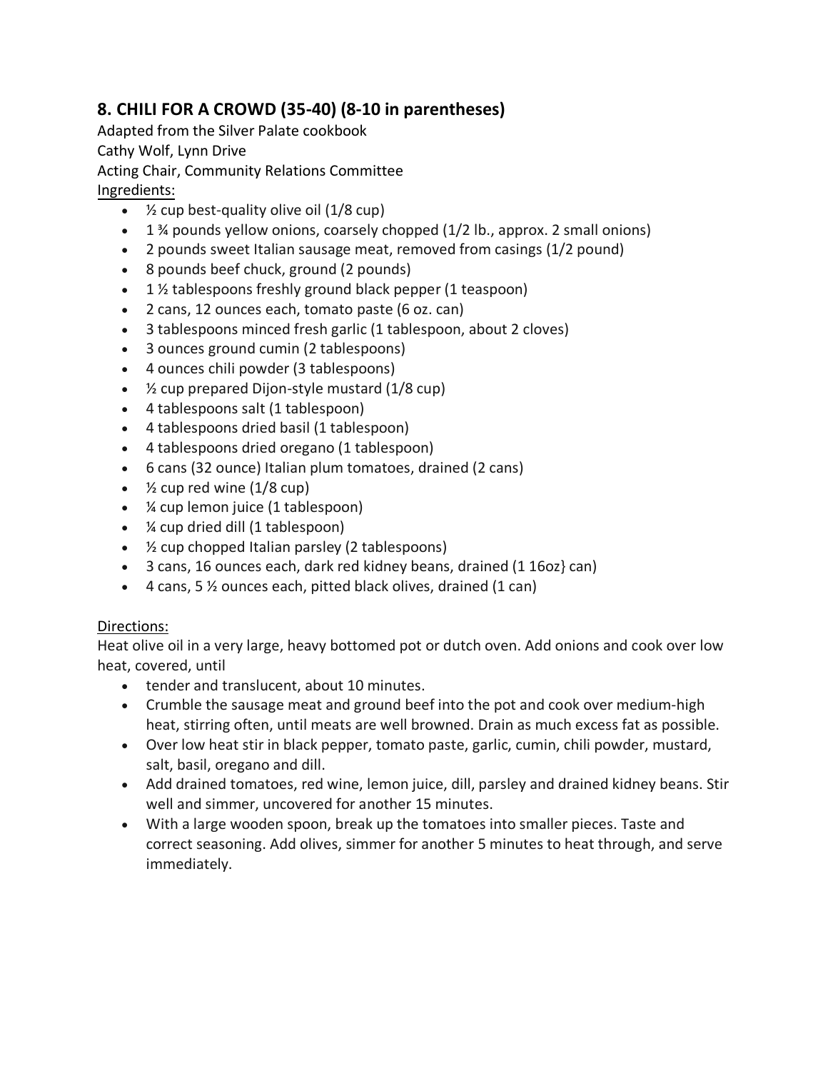## 8. CHILI FOR A CROWD (35-40) (8-10 in parentheses)

Adapted from the Silver Palate cookbook
Cathy Wolf, Lynn Drive
Acting Chair, Community Relations Committee

Ingredients:

- ½ cup best-quality olive oil (1/8 cup)
- 1 ¾ pounds yellow onions, coarsely chopped (1/2 lb., approx. 2 small onions)
- 2 pounds sweet Italian sausage meat, removed from casings (1/2 pound)
- 8 pounds beef chuck, ground (2 pounds)
- 1 ½ tablespoons freshly ground black pepper (1 teaspoon)
- 2 cans, 12 ounces each, tomato paste (6 oz. can)
- 3 tablespoons minced fresh garlic (1 tablespoon, about 2 cloves)
- 3 ounces ground cumin (2 tablespoons)
- 4 ounces chili powder (3 tablespoons)
- ½ cup prepared Dijon-style mustard (1/8 cup)
- 4 tablespoons salt (1 tablespoon)
- 4 tablespoons dried basil (1 tablespoon)
- 4 tablespoons dried oregano (1 tablespoon)
- 6 cans (32 ounce) Italian plum tomatoes, drained (2 cans)
- ½ cup red wine (1/8 cup)
- ¼ cup lemon juice (1 tablespoon)
- ¼ cup dried dill (1 tablespoon)
- ½ cup chopped Italian parsley (2 tablespoons)
- 3 cans, 16 ounces each, dark red kidney beans, drained (1 16oz} can)
- 4 cans, 5 ½ ounces each, pitted black olives, drained (1 can)

Directions:

Heat olive oil in a very large, heavy bottomed pot or dutch oven. Add onions and cook over low heat, covered, until

- tender and translucent, about 10 minutes.
- Crumble the sausage meat and ground beef into the pot and cook over medium-high heat, stirring often, until meats are well browned. Drain as much excess fat as possible.
- Over low heat stir in black pepper, tomato paste, garlic, cumin, chili powder, mustard, salt, basil, oregano and dill.
- Add drained tomatoes, red wine, lemon juice, dill, parsley and drained kidney beans. Stir well and simmer, uncovered for another 15 minutes.
- With a large wooden spoon, break up the tomatoes into smaller pieces. Taste and correct seasoning. Add olives, simmer for another 5 minutes to heat through, and serve immediately.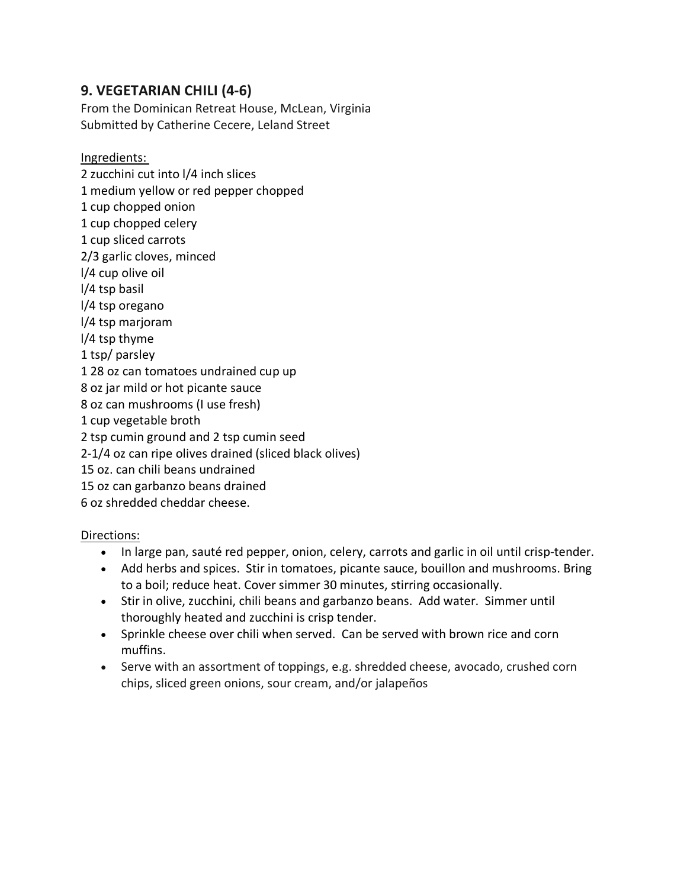## 9. VEGETARIAN CHILI (4-6)

From the Dominican Retreat House, McLean, Virginia
Submitted by Catherine Cecere, Leland Street

Ingredients:

2 zucchini cut into l/4 inch slices
1 medium yellow or red pepper chopped
1 cup chopped onion
1 cup chopped celery
1 cup sliced carrots
2/3 garlic cloves, minced
l/4 cup olive oil
l/4 tsp basil
l/4 tsp oregano
l/4 tsp marjoram
l/4 tsp thyme
1 tsp/ parsley
1 28 oz can tomatoes undrained cup up
8 oz jar mild or hot picante sauce
8 oz can mushrooms (I use fresh)
1 cup vegetable broth
2 tsp cumin ground and 2 tsp cumin seed
2-1/4 oz can ripe olives drained (sliced black olives)
15 oz. can chili beans undrained
15 oz can garbanzo beans drained
6 oz shredded cheddar cheese.

Directions:

- In large pan, sauté red pepper, onion, celery, carrots and garlic in oil until crisp-tender.
- Add herbs and spices. Stir in tomatoes, picante sauce, bouillon and mushrooms. Bring to a boil; reduce heat. Cover simmer 30 minutes, stirring occasionally.
- Stir in olive, zucchini, chili beans and garbanzo beans. Add water. Simmer until thoroughly heated and zucchini is crisp tender.
- Sprinkle cheese over chili when served. Can be served with brown rice and corn muffins.
- Serve with an assortment of toppings, e.g. shredded cheese, avocado, crushed corn chips, sliced green onions, sour cream, and/or jalapeños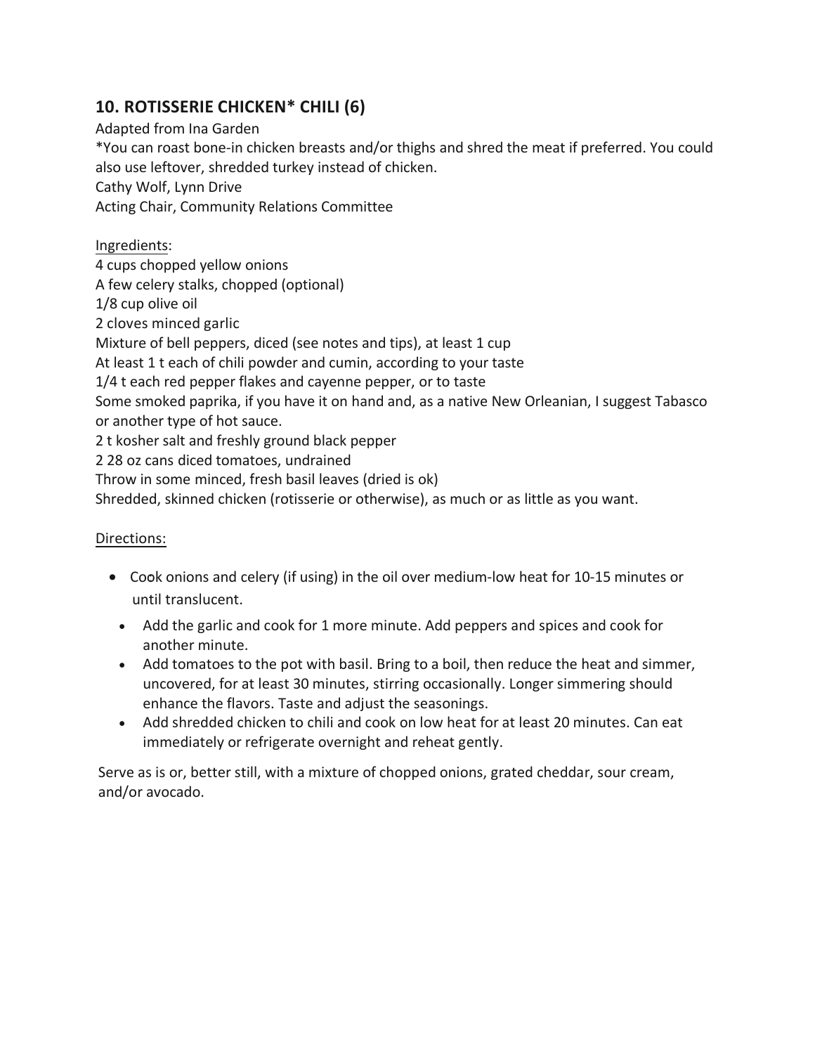## 10. ROTISSERIE CHICKEN* CHILI (6)

Adapted from Ina Garden

*You can roast bone-in chicken breasts and/or thighs and shred the meat if preferred. You could also use leftover, shredded turkey instead of chicken.

Cathy Wolf, Lynn Drive

Acting Chair, Community Relations Committee

Ingredients:

4 cups chopped yellow onions
A few celery stalks, chopped (optional)
1/8 cup olive oil
2 cloves minced garlic
Mixture of bell peppers, diced (see notes and tips), at least 1 cup
At least 1 t each of chili powder and cumin, according to your taste
1/4 t each red pepper flakes and cayenne pepper, or to taste
Some smoked paprika, if you have it on hand and, as a native New Orleanian, I suggest Tabasco or another type of hot sauce.
2 t kosher salt and freshly ground black pepper
2 28 oz cans diced tomatoes, undrained
Throw in some minced, fresh basil leaves (dried is ok)
Shredded, skinned chicken (rotisserie or otherwise), as much or as little as you want.

Directions:

- Cook onions and celery (if using) in the oil over medium-low heat for 10-15 minutes or until translucent.
- Add the garlic and cook for 1 more minute. Add peppers and spices and cook for another minute.
- Add tomatoes to the pot with basil. Bring to a boil, then reduce the heat and simmer, uncovered, for at least 30 minutes, stirring occasionally. Longer simmering should enhance the flavors. Taste and adjust the seasonings.
- Add shredded chicken to chili and cook on low heat for at least 20 minutes. Can eat immediately or refrigerate overnight and reheat gently.

Serve as is or, better still, with a mixture of chopped onions, grated cheddar, sour cream, and/or avocado.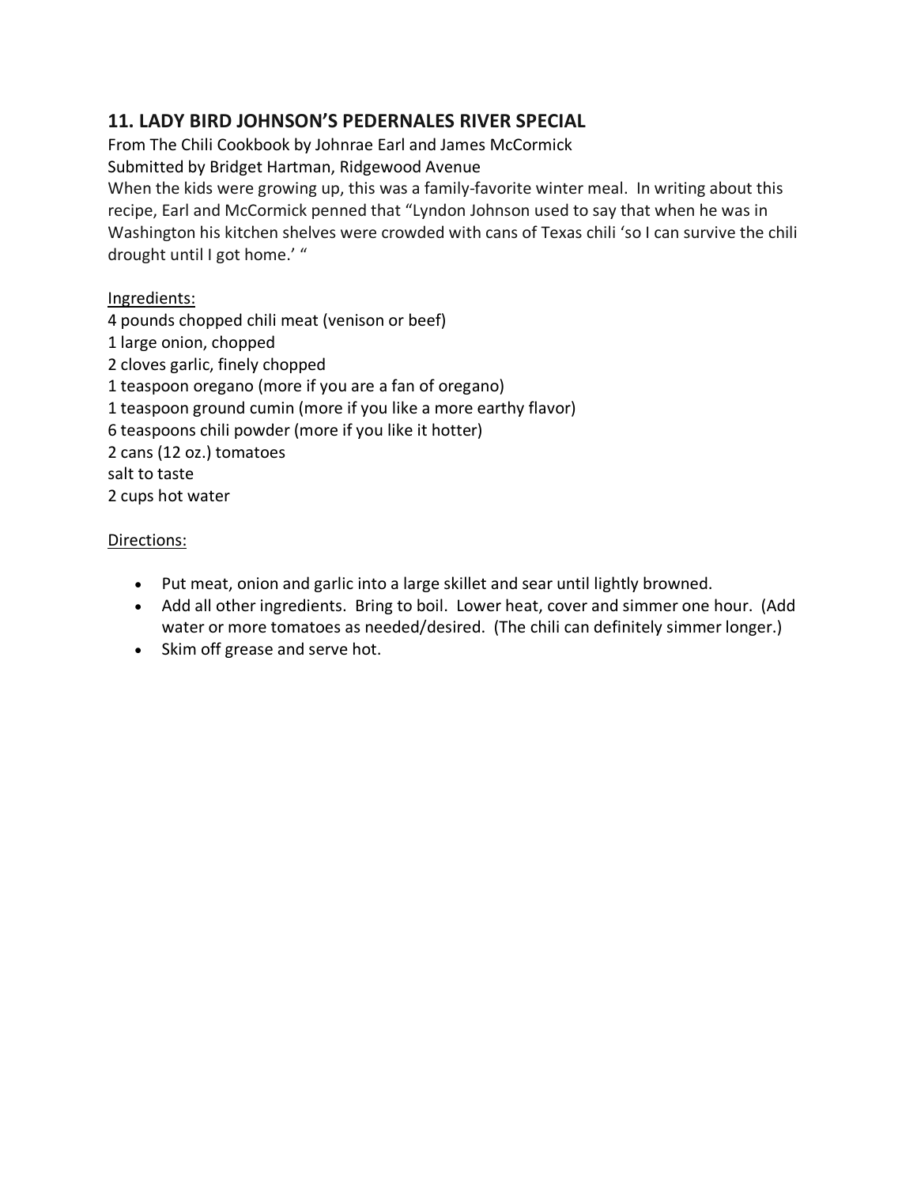## 11. LADY BIRD JOHNSON'S PEDERNALES RIVER SPECIAL

From The Chili Cookbook by Johnrae Earl and James McCormick
Submitted by Bridget Hartman, Ridgewood Avenue
When the kids were growing up, this was a family-favorite winter meal. In writing about this recipe, Earl and McCormick penned that "Lyndon Johnson used to say that when he was in Washington his kitchen shelves were crowded with cans of Texas chili 'so I can survive the chili drought until I got home.' "

<u>Ingredients:</u>
4 pounds chopped chili meat (venison or beef)
1 large onion, chopped
2 cloves garlic, finely chopped
1 teaspoon oregano (more if you are a fan of oregano)
1 teaspoon ground cumin (more if you like a more earthy flavor)
6 teaspoons chili powder (more if you like it hotter)
2 cans (12 oz.) tomatoes
salt to taste
2 cups hot water

<u>Directions:</u>

- Put meat, onion and garlic into a large skillet and sear until lightly browned.
- Add all other ingredients. Bring to boil. Lower heat, cover and simmer one hour. (Add water or more tomatoes as needed/desired. (The chili can definitely simmer longer.)
- Skim off grease and serve hot.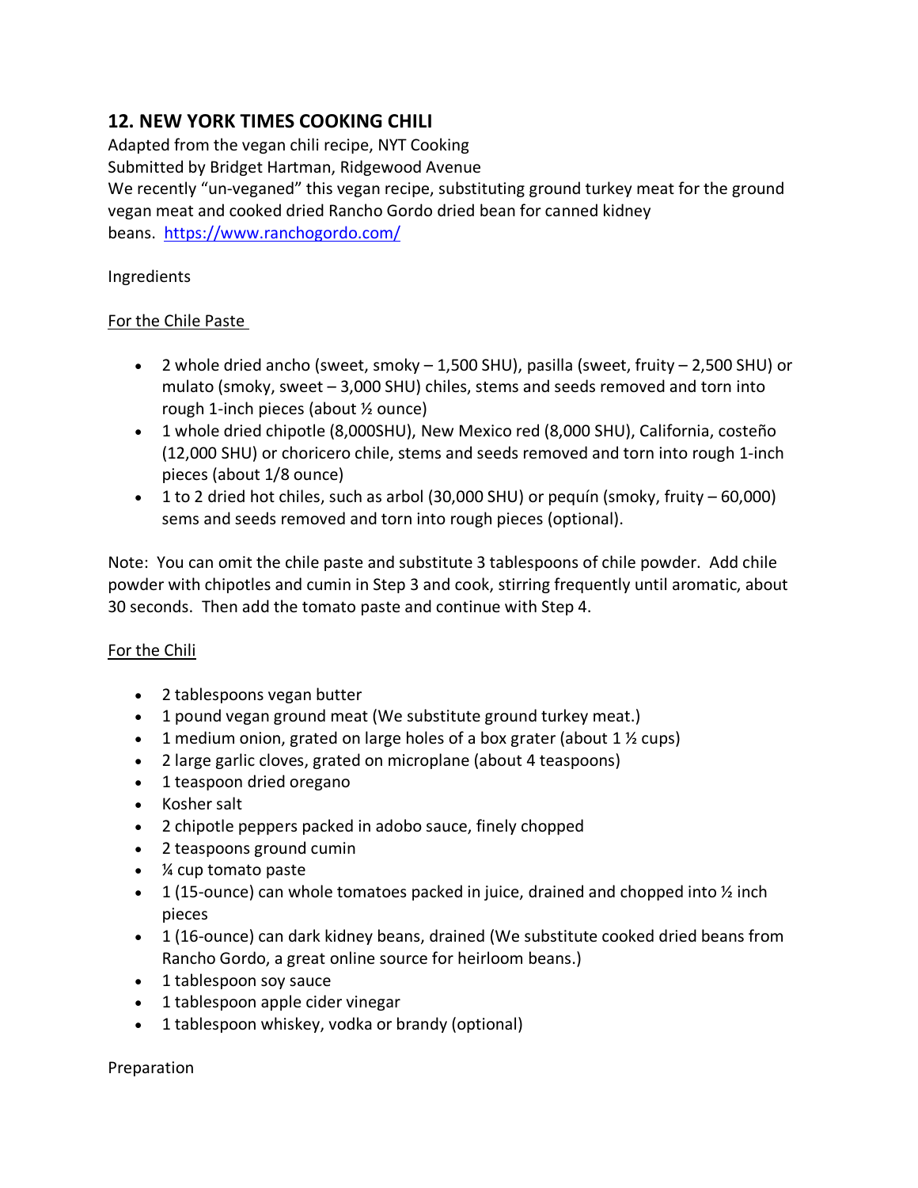## 12. NEW YORK TIMES COOKING CHILI

Adapted from the vegan chili recipe, NYT Cooking
Submitted by Bridget Hartman, Ridgewood Avenue
We recently "un-veganed" this vegan recipe, substituting ground turkey meat for the ground vegan meat and cooked dried Rancho Gordo dried bean for canned kidney beans. https://www.ranchogordo.com/

Ingredients

For the Chile Paste

- 2 whole dried ancho (sweet, smoky – 1,500 SHU), pasilla (sweet, fruity – 2,500 SHU) or mulato (smoky, sweet – 3,000 SHU) chiles, stems and seeds removed and torn into rough 1-inch pieces (about ½ ounce)
- 1 whole dried chipotle (8,000SHU), New Mexico red (8,000 SHU), California, costeño (12,000 SHU) or choricero chile, stems and seeds removed and torn into rough 1-inch pieces (about 1/8 ounce)
- 1 to 2 dried hot chiles, such as arbol (30,000 SHU) or pequín (smoky, fruity – 60,000) sems and seeds removed and torn into rough pieces (optional).

Note: You can omit the chile paste and substitute 3 tablespoons of chile powder. Add chile powder with chipotles and cumin in Step 3 and cook, stirring frequently until aromatic, about 30 seconds. Then add the tomato paste and continue with Step 4.

For the Chili

- 2 tablespoons vegan butter
- 1 pound vegan ground meat (We substitute ground turkey meat.)
- 1 medium onion, grated on large holes of a box grater (about 1 ½ cups)
- 2 large garlic cloves, grated on microplane (about 4 teaspoons)
- 1 teaspoon dried oregano
- Kosher salt
- 2 chipotle peppers packed in adobo sauce, finely chopped
- 2 teaspoons ground cumin
- ¼ cup tomato paste
- 1 (15-ounce) can whole tomatoes packed in juice, drained and chopped into ½ inch pieces
- 1 (16-ounce) can dark kidney beans, drained (We substitute cooked dried beans from Rancho Gordo, a great online source for heirloom beans.)
- 1 tablespoon soy sauce
- 1 tablespoon apple cider vinegar
- 1 tablespoon whiskey, vodka or brandy (optional)

Preparation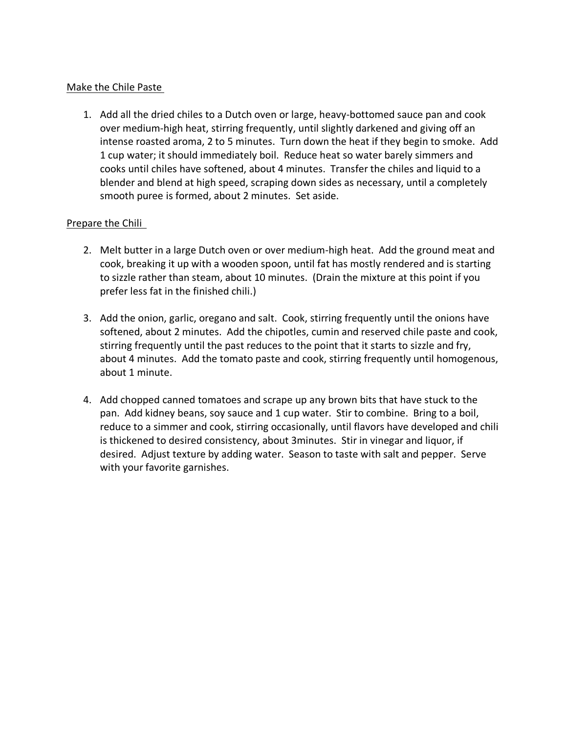Make the Chile Paste

1. Add all the dried chiles to a Dutch oven or large, heavy-bottomed sauce pan and cook over medium-high heat, stirring frequently, until slightly darkened and giving off an intense roasted aroma, 2 to 5 minutes. Turn down the heat if they begin to smoke. Add 1 cup water; it should immediately boil. Reduce heat so water barely simmers and cooks until chiles have softened, about 4 minutes. Transfer the chiles and liquid to a blender and blend at high speed, scraping down sides as necessary, until a completely smooth puree is formed, about 2 minutes. Set aside.

Prepare the Chili

2. Melt butter in a large Dutch oven or over medium-high heat. Add the ground meat and cook, breaking it up with a wooden spoon, until fat has mostly rendered and is starting to sizzle rather than steam, about 10 minutes. (Drain the mixture at this point if you prefer less fat in the finished chili.)

3. Add the onion, garlic, oregano and salt. Cook, stirring frequently until the onions have softened, about 2 minutes. Add the chipotles, cumin and reserved chile paste and cook, stirring frequently until the past reduces to the point that it starts to sizzle and fry, about 4 minutes. Add the tomato paste and cook, stirring frequently until homogenous, about 1 minute.

4. Add chopped canned tomatoes and scrape up any brown bits that have stuck to the pan. Add kidney beans, soy sauce and 1 cup water. Stir to combine. Bring to a boil, reduce to a simmer and cook, stirring occasionally, until flavors have developed and chili is thickened to desired consistency, about 3minutes. Stir in vinegar and liquor, if desired. Adjust texture by adding water. Season to taste with salt and pepper. Serve with your favorite garnishes.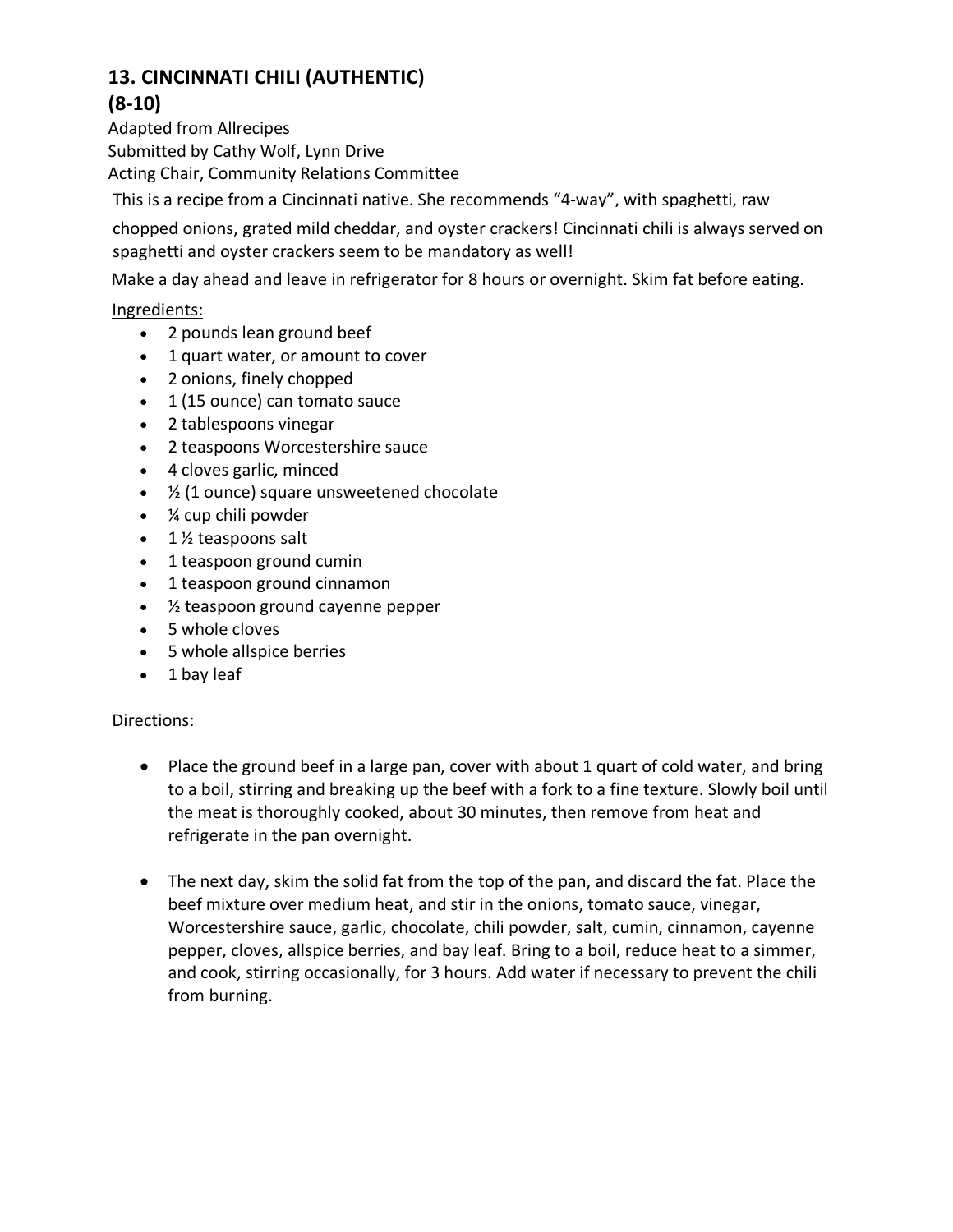## 13. CINCINNATI CHILI (AUTHENTIC)
## (8-10)

Adapted from Allrecipes
Submitted by Cathy Wolf, Lynn Drive
Acting Chair, Community Relations Committee

This is a recipe from a Cincinnati native. She recommends "4-way", with spaghetti, raw chopped onions, grated mild cheddar, and oyster crackers! Cincinnati chili is always served on spaghetti and oyster crackers seem to be mandatory as well!

Make a day ahead and leave in refrigerator for 8 hours or overnight. Skim fat before eating.

Ingredients:

- 2 pounds lean ground beef
- 1 quart water, or amount to cover
- 2 onions, finely chopped
- 1 (15 ounce) can tomato sauce
- 2 tablespoons vinegar
- 2 teaspoons Worcestershire sauce
- 4 cloves garlic, minced
- ½ (1 ounce) square unsweetened chocolate
- ¼ cup chili powder
- 1 ½ teaspoons salt
- 1 teaspoon ground cumin
- 1 teaspoon ground cinnamon
- ½ teaspoon ground cayenne pepper
- 5 whole cloves
- 5 whole allspice berries
- 1 bay leaf

Directions:

- Place the ground beef in a large pan, cover with about 1 quart of cold water, and bring to a boil, stirring and breaking up the beef with a fork to a fine texture. Slowly boil until the meat is thoroughly cooked, about 30 minutes, then remove from heat and refrigerate in the pan overnight.

- The next day, skim the solid fat from the top of the pan, and discard the fat. Place the beef mixture over medium heat, and stir in the onions, tomato sauce, vinegar, Worcestershire sauce, garlic, chocolate, chili powder, salt, cumin, cinnamon, cayenne pepper, cloves, allspice berries, and bay leaf. Bring to a boil, reduce heat to a simmer, and cook, stirring occasionally, for 3 hours. Add water if necessary to prevent the chili from burning.